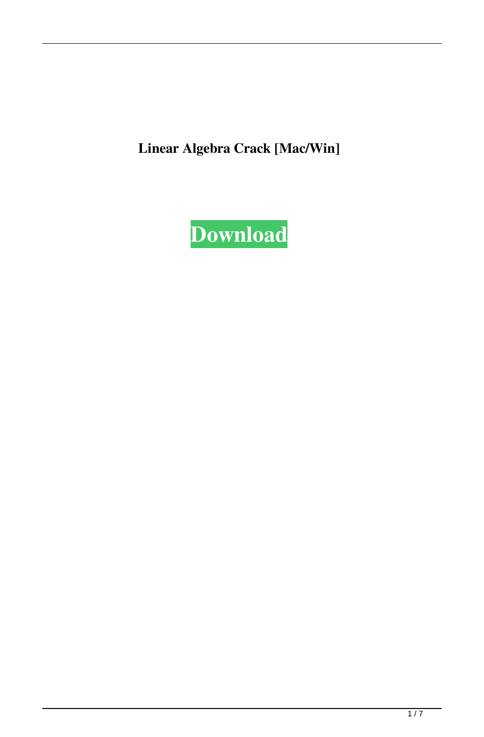**Linear Algebra Crack [Mac/Win]**

**Download**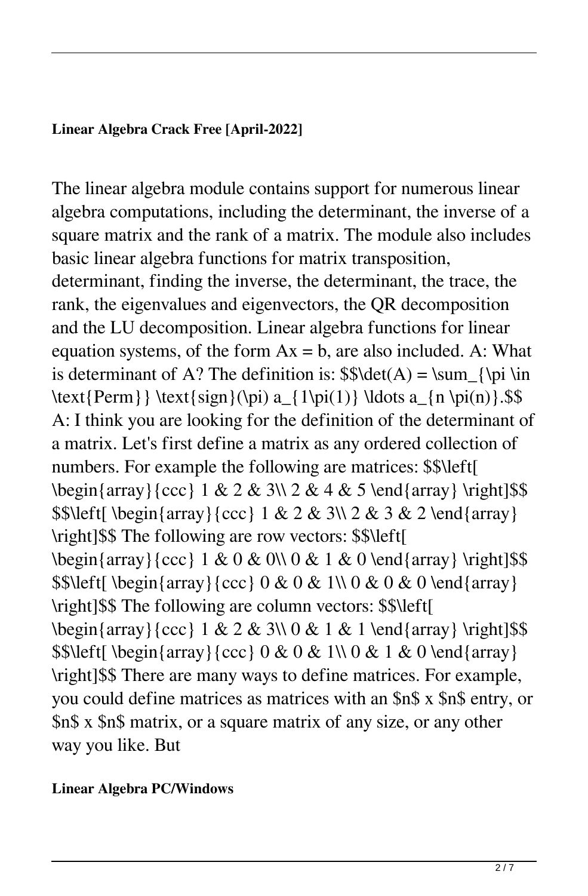**Linear Algebra Crack Free [April-2022]**

The linear algebra module contains support for numerous linear algebra computations, including the determinant, the inverse of a square matrix and the rank of a matrix. The module also includes basic linear algebra functions for matrix transposition, determinant, finding the inverse, the determinant, the trace, the rank, the eigenvalues and eigenvectors, the QR decomposition and the LU decomposition. Linear algebra functions for linear equation systems, of the form Ax = b, are also included. A: What is determinant of A? The definition is: $$\det(A) = \sum_{\pi \in \text{Perm}} \text{sign}(\pi) a_{1\pi(1)} \ldots a_{n \pi(n)}.$$ A: I think you are looking for the definition of the determinant of a matrix. Let's first define a matrix as any ordered collection of numbers. For example the following are matrices: $$\left[ \begin{array}{ccc} 1 & 2 & 3\\ 2 & 4 & 5 \end{array} \right]$$ $$\left[ \begin{array}{ccc} 1 & 2 & 3\\ 2 & 3 & 2 \end{array} \right]$$ The following are row vectors: $$\left[ \begin{array}{ccc} 1 & 0 & 0\\ 0 & 1 & 0 \end{array} \right]$$ $$\left[ \begin{array}{ccc} 0 & 0 & 1\\ 0 & 0 & 0 \end{array} \right]$$ The following are column vectors: $$\left[ \begin{array}{ccc} 1 & 2 & 3\\ 0 & 1 & 1 \end{array} \right]$$ $$\left[ \begin{array}{ccc} 0 & 0 & 1\\ 0 & 1 & 0 \end{array} \right]$$ There are many ways to define matrices. For example, you could define matrices as matrices with an $n$ x $n$ entry, or $n$ x $n$ matrix, or a square matrix of any size, or any other way you like. But

**Linear Algebra PC/Windows**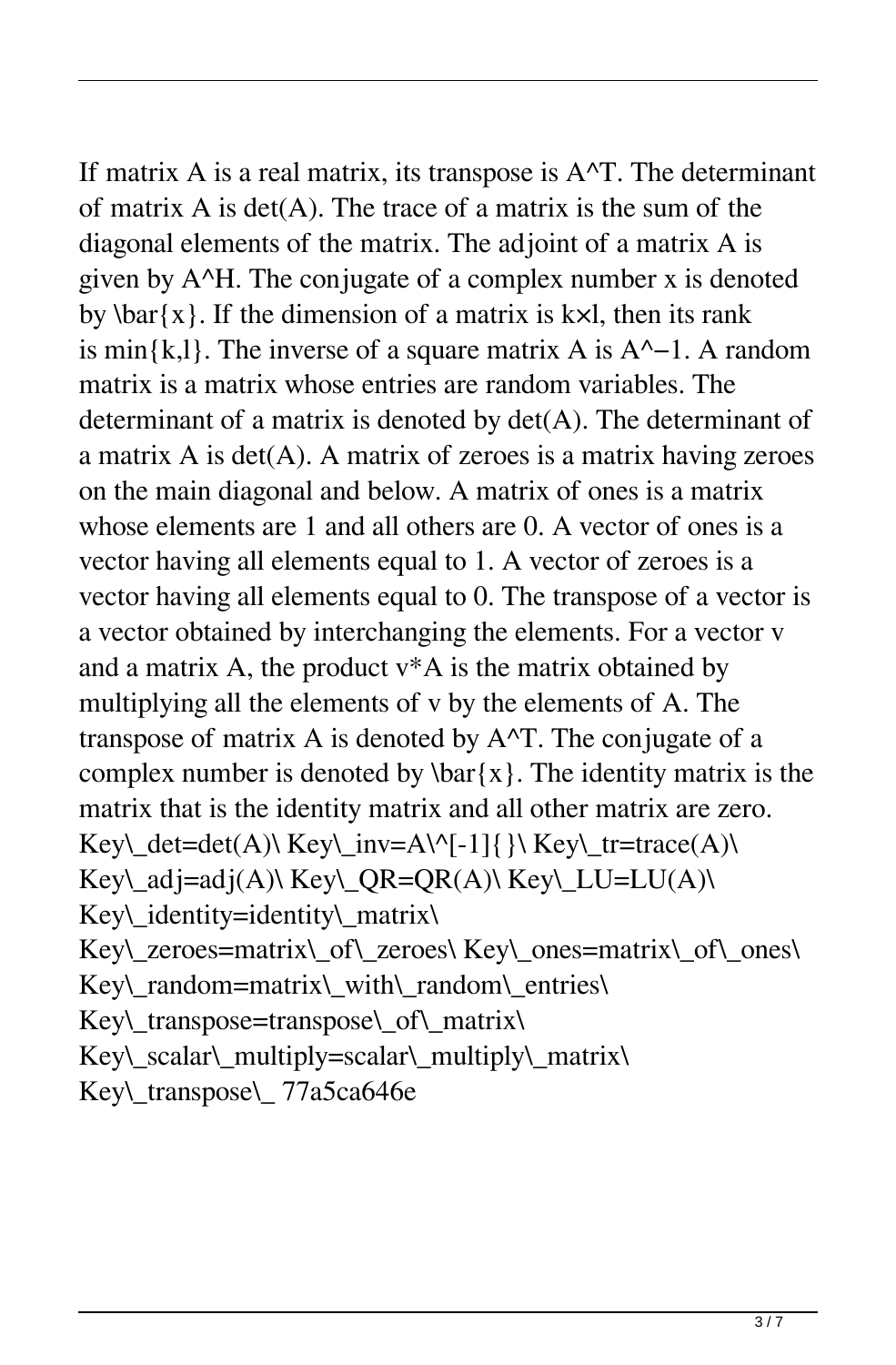If matrix A is a real matrix, its transpose is A^T. The determinant of matrix A is det(A). The trace of a matrix is the sum of the diagonal elements of the matrix. The adjoint of a matrix A is given by A^H. The conjugate of a complex number x is denoted by \bar{x}. If the dimension of a matrix is k×l, then its rank is min{k,l}. The inverse of a square matrix A is A^−1. A random matrix is a matrix whose entries are random variables. The determinant of a matrix is denoted by det(A). The determinant of a matrix A is det(A). A matrix of zeroes is a matrix having zeroes on the main diagonal and below. A matrix of ones is a matrix whose elements are 1 and all others are 0. A vector of ones is a vector having all elements equal to 1. A vector of zeroes is a vector having all elements equal to 0. The transpose of a vector is a vector obtained by interchanging the elements. For a vector v and a matrix A, the product v*A is the matrix obtained by multiplying all the elements of v by the elements of A. The transpose of matrix A is denoted by A^T. The conjugate of a complex number is denoted by \bar{x}. The identity matrix is the matrix that is the identity matrix and all other matrix are zero. Key\_det=det(A)\ Key\_inv=A\^[-1]{}\ Key\_tr=trace(A)\ Key\_adj=adj(A)\ Key\_QR=QR(A)\ Key\_LU=LU(A)\ Key\_identity=identity\_matrix\ Key\_zeroes=matrix\_of\_zeroes\ Key\_ones=matrix\_of\_ones\ Key\_random=matrix\_with\_random\_entries\ Key\_transpose=transpose\_of\_matrix\ Key\_scalar\_multiply=scalar\_multiply\_matrix\ Key\_transpose\_ 77a5ca646e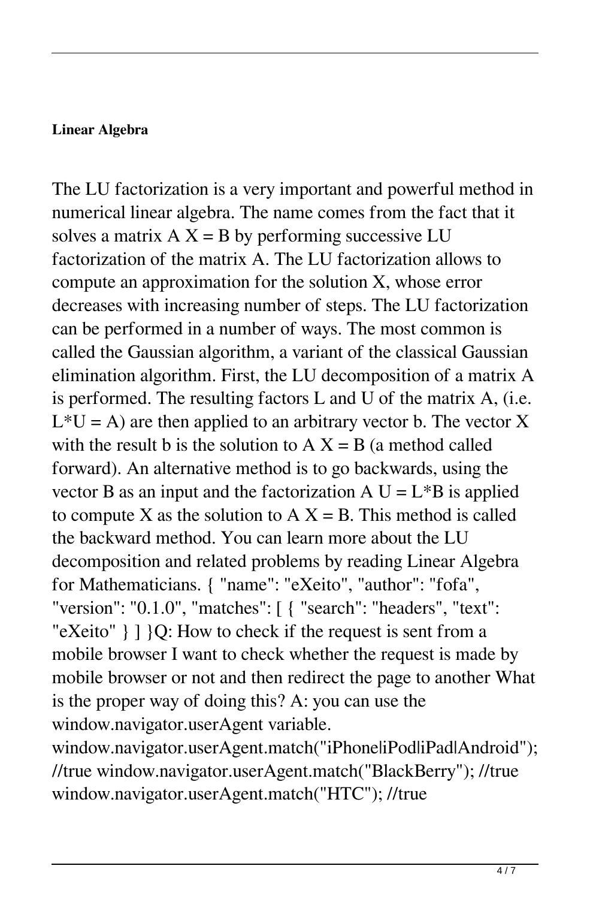**Linear Algebra**

The LU factorization is a very important and powerful method in numerical linear algebra. The name comes from the fact that it solves a matrix A X = B by performing successive LU factorization of the matrix A. The LU factorization allows to compute an approximation for the solution X, whose error decreases with increasing number of steps. The LU factorization can be performed in a number of ways. The most common is called the Gaussian algorithm, a variant of the classical Gaussian elimination algorithm. First, the LU decomposition of a matrix A is performed. The resulting factors L and U of the matrix A, (i.e. L*U = A) are then applied to an arbitrary vector b. The vector X with the result b is the solution to A X = B (a method called forward). An alternative method is to go backwards, using the vector B as an input and the factorization A U = L*B is applied to compute X as the solution to A X = B. This method is called the backward method. You can learn more about the LU decomposition and related problems by reading Linear Algebra for Mathematicians. { "name": "eXeito", "author": "fofa", "version": "0.1.0", "matches": [ { "search": "headers", "text": "eXeito" } ] }Q: How to check if the request is sent from a mobile browser I want to check whether the request is made by mobile browser or not and then redirect the page to another What is the proper way of doing this? A: you can use the window.navigator.userAgent variable. window.navigator.userAgent.match("iPhone|iPod|iPad|Android"); //true window.navigator.userAgent.match("BlackBerry"); //true window.navigator.userAgent.match("HTC"); //true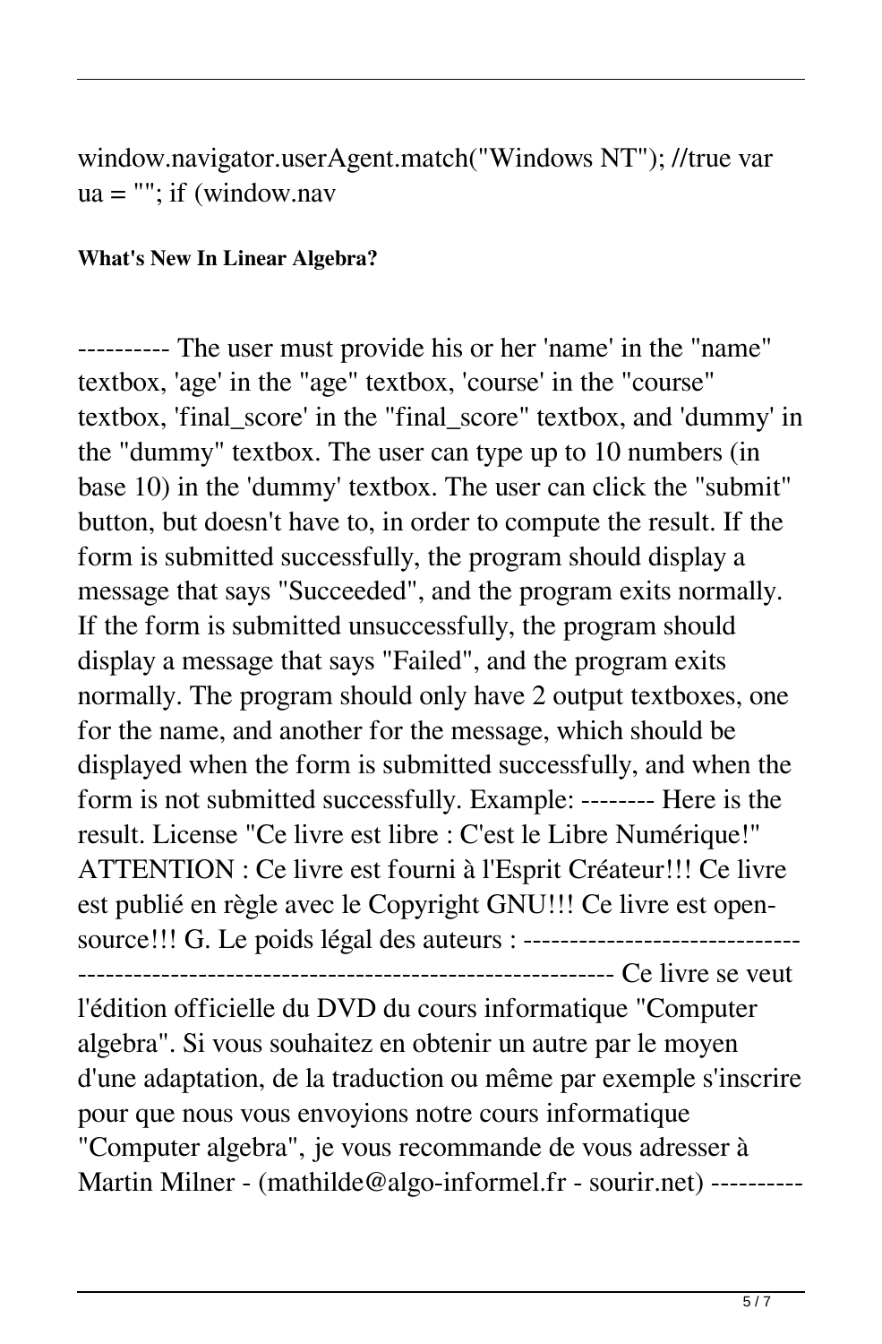window.navigator.userAgent.match("Windows NT"); //true var ua = ""; if (window.nav

**What's New In Linear Algebra?**

---------- The user must provide his or her 'name' in the "name" textbox, 'age' in the "age" textbox, 'course' in the "course" textbox, 'final_score' in the "final_score" textbox, and 'dummy' in the "dummy" textbox. The user can type up to 10 numbers (in base 10) in the 'dummy' textbox. The user can click the "submit" button, but doesn't have to, in order to compute the result. If the form is submitted successfully, the program should display a message that says "Succeeded", and the program exits normally. If the form is submitted unsuccessfully, the program should display a message that says "Failed", and the program exits normally. The program should only have 2 output textboxes, one for the name, and another for the message, which should be displayed when the form is submitted successfully, and when the form is not submitted successfully. Example: -------- Here is the result. License "Ce livre est libre : C'est le Libre Numérique!" ATTENTION : Ce livre est fourni à l'Esprit Créateur!!! Ce livre est publié en règle avec le Copyright GNU!!! Ce livre est open-source!!! G. Le poids légal des auteurs : ------------------------------------------------------------------------------------ Ce livre se veut l'édition officielle du DVD du cours informatique "Computer algebra". Si vous souhaitez en obtenir un autre par le moyen d'une adaptation, de la traduction ou même par exemple s'inscrire pour que nous vous envoyions notre cours informatique "Computer algebra", je vous recommande de vous adresser à Martin Milner - (mathilde@algo-informel.fr - sourir.net) ----------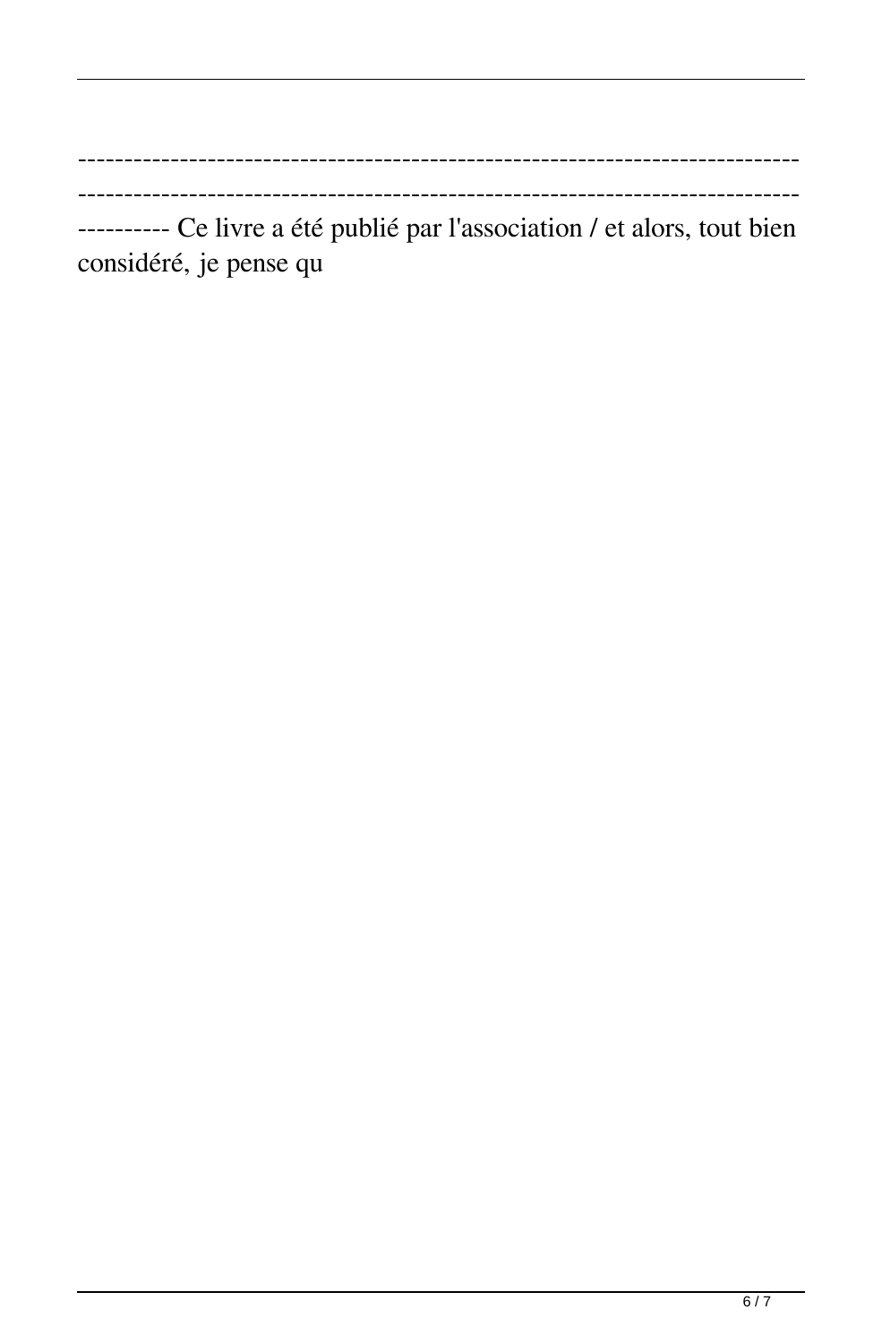-----------------------------------------------------------------------------
-----------------------------------------------------------------------------
---------- Ce livre a été publié par l'association / et alors, tout bien considéré, je pense qu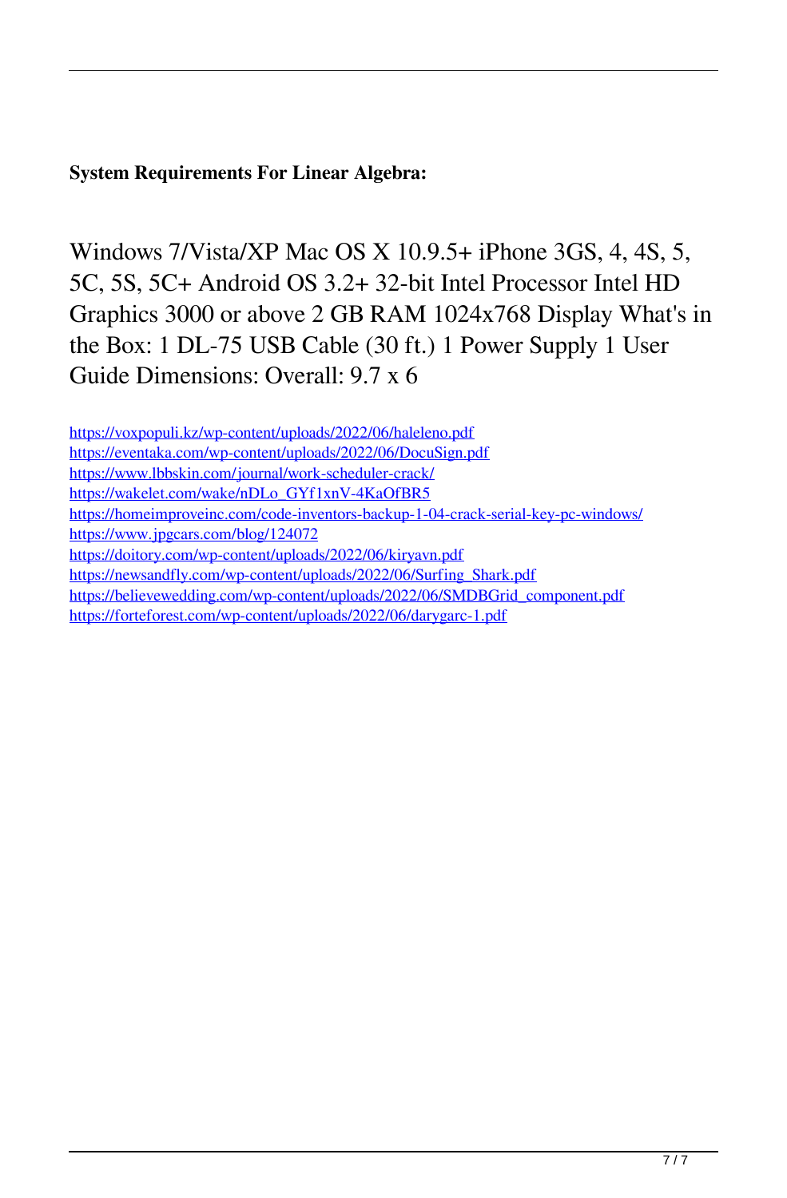**System Requirements For Linear Algebra:**

Windows 7/Vista/XP Mac OS X 10.9.5+ iPhone 3GS, 4, 4S, 5, 5C, 5S, 5C+ Android OS 3.2+ 32-bit Intel Processor Intel HD Graphics 3000 or above 2 GB RAM 1024x768 Display What's in the Box: 1 DL-75 USB Cable (30 ft.) 1 Power Supply 1 User Guide Dimensions: Overall: 9.7 x 6

https://voxpopuli.kz/wp-content/uploads/2022/06/haleleno.pdf
https://eventaka.com/wp-content/uploads/2022/06/DocuSign.pdf
https://www.lbbskin.com/journal/work-scheduler-crack/
https://wakelet.com/wake/nDLo_GYf1xnV-4KaOfBR5
https://homeimproveinc.com/code-inventors-backup-1-04-crack-serial-key-pc-windows/
https://www.jpgcars.com/blog/124072
https://doitory.com/wp-content/uploads/2022/06/kiryavn.pdf
https://newsandfly.com/wp-content/uploads/2022/06/Surfing_Shark.pdf
https://believewedding.com/wp-content/uploads/2022/06/SMDBGrid_component.pdf
https://forteforest.com/wp-content/uploads/2022/06/darygarc-1.pdf